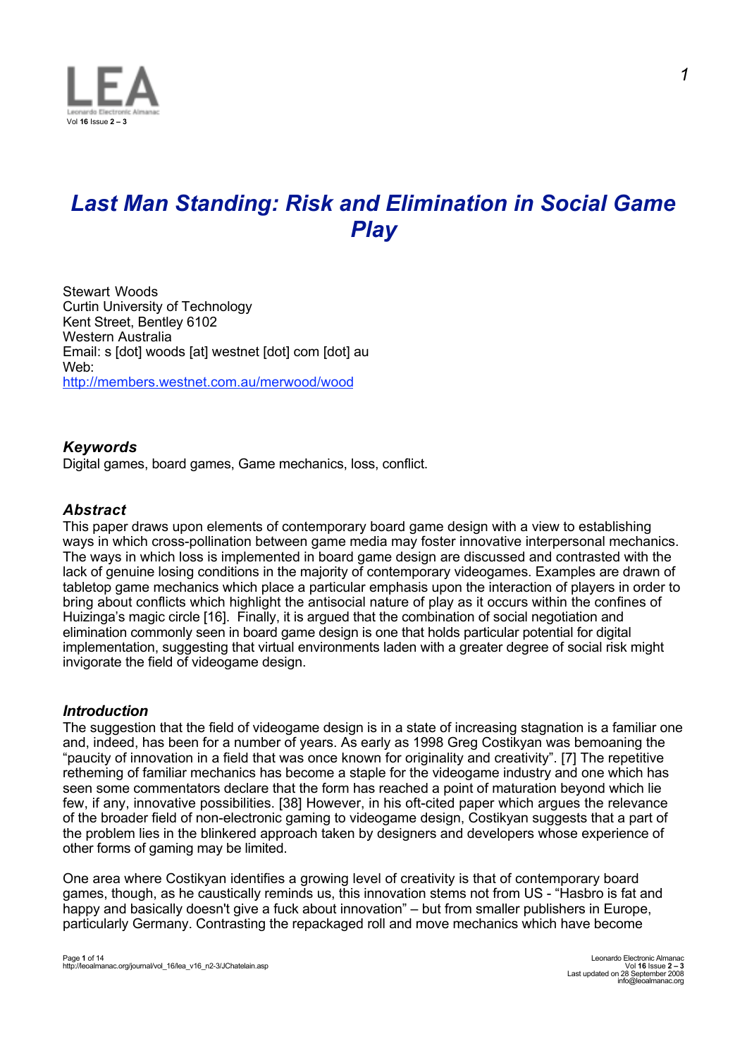# *Last Man Standing: Risk and Elimination in Social Game Play*

Stewart Woods
Curtin University of Technology
Kent Street, Bentley 6102
Western Australia
Email: s [dot] woods [at] westnet [dot] com [dot] au
Web:
http://members.westnet.com.au/merwood/wood

### *Keywords*

Digital games, board games, Game mechanics, loss, conflict.

### *Abstract*

This paper draws upon elements of contemporary board game design with a view to establishing ways in which cross-pollination between game media may foster innovative interpersonal mechanics. The ways in which loss is implemented in board game design are discussed and contrasted with the lack of genuine losing conditions in the majority of contemporary videogames. Examples are drawn of tabletop game mechanics which place a particular emphasis upon the interaction of players in order to bring about conflicts which highlight the antisocial nature of play as it occurs within the confines of Huizinga's magic circle [16]. Finally, it is argued that the combination of social negotiation and elimination commonly seen in board game design is one that holds particular potential for digital implementation, suggesting that virtual environments laden with a greater degree of social risk might invigorate the field of videogame design.

### *Introduction*

The suggestion that the field of videogame design is in a state of increasing stagnation is a familiar one and, indeed, has been for a number of years. As early as 1998 Greg Costikyan was bemoaning the "paucity of innovation in a field that was once known for originality and creativity". [7] The repetitive retheming of familiar mechanics has become a staple for the videogame industry and one which has seen some commentators declare that the form has reached a point of maturation beyond which lie few, if any, innovative possibilities. [38] However, in his oft-cited paper which argues the relevance of the broader field of non-electronic gaming to videogame design, Costikyan suggests that a part of the problem lies in the blinkered approach taken by designers and developers whose experience of other forms of gaming may be limited.

One area where Costikyan identifies a growing level of creativity is that of contemporary board games, though, as he caustically reminds us, this innovation stems not from US - "Hasbro is fat and happy and basically doesn't give a fuck about innovation" – but from smaller publishers in Europe, particularly Germany. Contrasting the repackaged roll and move mechanics which have become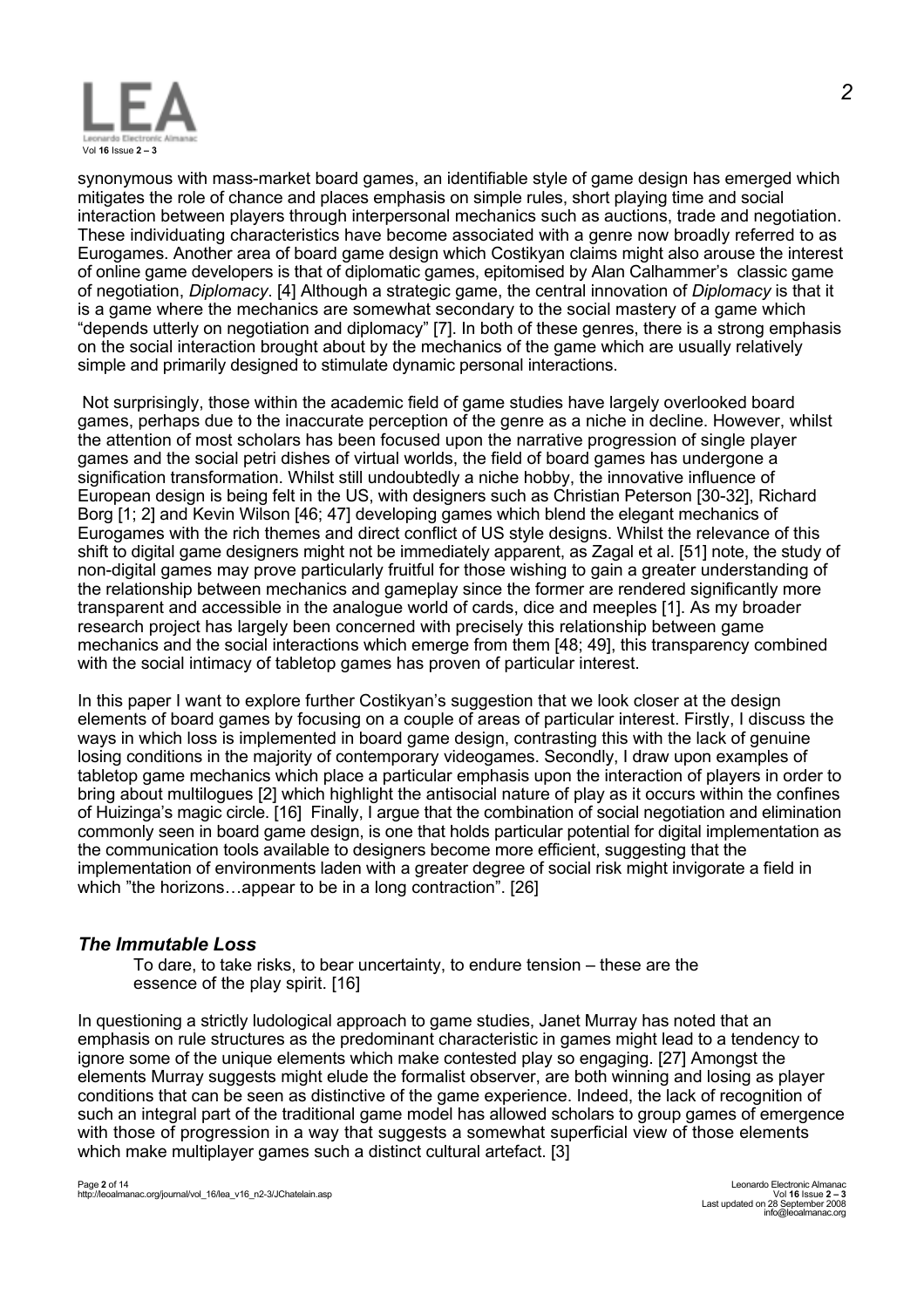synonymous with mass-market board games, an identifiable style of game design has emerged which mitigates the role of chance and places emphasis on simple rules, short playing time and social interaction between players through interpersonal mechanics such as auctions, trade and negotiation. These individuating characteristics have become associated with a genre now broadly referred to as Eurogames. Another area of board game design which Costikyan claims might also arouse the interest of online game developers is that of diplomatic games, epitomised by Alan Calhammer's classic game of negotiation, *Diplomacy*. [4] Although a strategic game, the central innovation of *Diplomacy* is that it is a game where the mechanics are somewhat secondary to the social mastery of a game which "depends utterly on negotiation and diplomacy" [7]. In both of these genres, there is a strong emphasis on the social interaction brought about by the mechanics of the game which are usually relatively simple and primarily designed to stimulate dynamic personal interactions.

Not surprisingly, those within the academic field of game studies have largely overlooked board games, perhaps due to the inaccurate perception of the genre as a niche in decline. However, whilst the attention of most scholars has been focused upon the narrative progression of single player games and the social petri dishes of virtual worlds, the field of board games has undergone a signification transformation. Whilst still undoubtedly a niche hobby, the innovative influence of European design is being felt in the US, with designers such as Christian Peterson [30-32], Richard Borg [1; 2] and Kevin Wilson [46; 47] developing games which blend the elegant mechanics of Eurogames with the rich themes and direct conflict of US style designs. Whilst the relevance of this shift to digital game designers might not be immediately apparent, as Zagal et al. [51] note, the study of non-digital games may prove particularly fruitful for those wishing to gain a greater understanding of the relationship between mechanics and gameplay since the former are rendered significantly more transparent and accessible in the analogue world of cards, dice and meeples [1]. As my broader research project has largely been concerned with precisely this relationship between game mechanics and the social interactions which emerge from them [48; 49], this transparency combined with the social intimacy of tabletop games has proven of particular interest.

In this paper I want to explore further Costikyan's suggestion that we look closer at the design elements of board games by focusing on a couple of areas of particular interest. Firstly, I discuss the ways in which loss is implemented in board game design, contrasting this with the lack of genuine losing conditions in the majority of contemporary videogames. Secondly, I draw upon examples of tabletop game mechanics which place a particular emphasis upon the interaction of players in order to bring about multilogues [2] which highlight the antisocial nature of play as it occurs within the confines of Huizinga's magic circle. [16] Finally, I argue that the combination of social negotiation and elimination commonly seen in board game design, is one that holds particular potential for digital implementation as the communication tools available to designers become more efficient, suggesting that the implementation of environments laden with a greater degree of social risk might invigorate a field in which "the horizons…appear to be in a long contraction". [26]

### *The Immutable Loss*

> To dare, to take risks, to bear uncertainty, to endure tension – these are the essence of the play spirit. [16]

In questioning a strictly ludological approach to game studies, Janet Murray has noted that an emphasis on rule structures as the predominant characteristic in games might lead to a tendency to ignore some of the unique elements which make contested play so engaging. [27] Amongst the elements Murray suggests might elude the formalist observer, are both winning and losing as player conditions that can be seen as distinctive of the game experience. Indeed, the lack of recognition of such an integral part of the traditional game model has allowed scholars to group games of emergence with those of progression in a way that suggests a somewhat superficial view of those elements which make multiplayer games such a distinct cultural artefact. [3]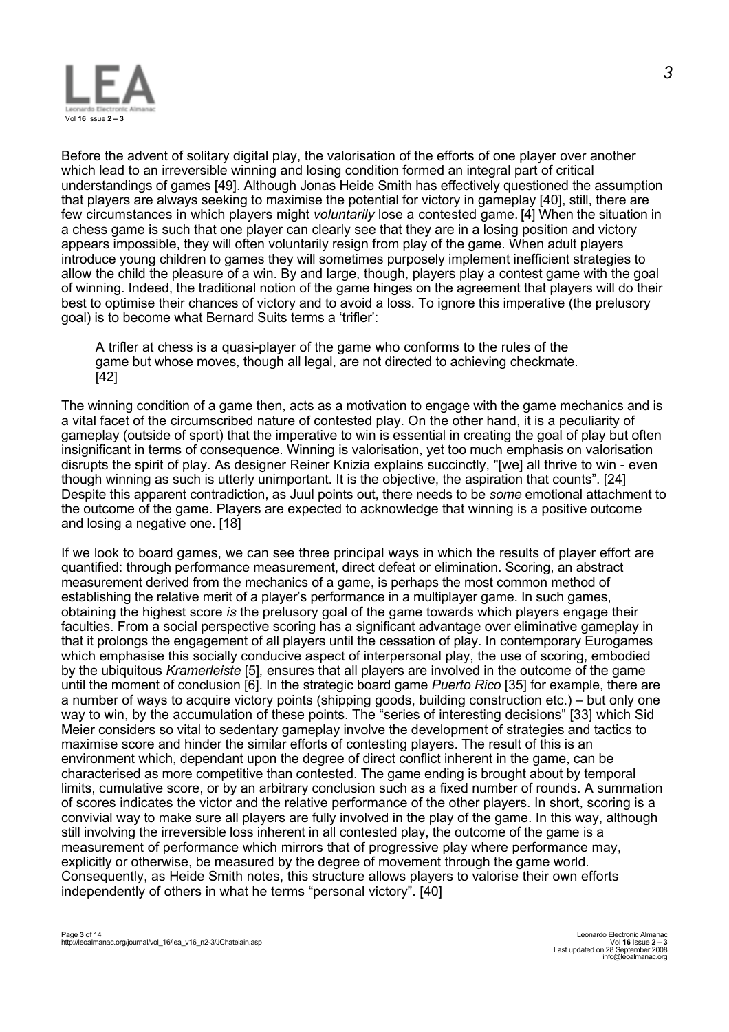Before the advent of solitary digital play, the valorisation of the efforts of one player over another which lead to an irreversible winning and losing condition formed an integral part of critical understandings of games [49]. Although Jonas Heide Smith has effectively questioned the assumption that players are always seeking to maximise the potential for victory in gameplay [40], still, there are few circumstances in which players might *voluntarily* lose a contested game. [4] When the situation in a chess game is such that one player can clearly see that they are in a losing position and victory appears impossible, they will often voluntarily resign from play of the game. When adult players introduce young children to games they will sometimes purposely implement inefficient strategies to allow the child the pleasure of a win. By and large, though, players play a contest game with the goal of winning. Indeed, the traditional notion of the game hinges on the agreement that players will do their best to optimise their chances of victory and to avoid a loss. To ignore this imperative (the prelusory goal) is to become what Bernard Suits terms a 'trifler':

> A trifler at chess is a quasi-player of the game who conforms to the rules of the game but whose moves, though all legal, are not directed to achieving checkmate. [42]

The winning condition of a game then, acts as a motivation to engage with the game mechanics and is a vital facet of the circumscribed nature of contested play. On the other hand, it is a peculiarity of gameplay (outside of sport) that the imperative to win is essential in creating the goal of play but often insignificant in terms of consequence. Winning is valorisation, yet too much emphasis on valorisation disrupts the spirit of play. As designer Reiner Knizia explains succinctly, "[we] all thrive to win - even though winning as such is utterly unimportant. It is the objective, the aspiration that counts". [24] Despite this apparent contradiction, as Juul points out, there needs to be *some* emotional attachment to the outcome of the game. Players are expected to acknowledge that winning is a positive outcome and losing a negative one. [18]

If we look to board games, we can see three principal ways in which the results of player effort are quantified: through performance measurement, direct defeat or elimination. Scoring, an abstract measurement derived from the mechanics of a game, is perhaps the most common method of establishing the relative merit of a player's performance in a multiplayer game. In such games, obtaining the highest score *is* the prelusory goal of the game towards which players engage their faculties. From a social perspective scoring has a significant advantage over eliminative gameplay in that it prolongs the engagement of all players until the cessation of play. In contemporary Eurogames which emphasise this socially conducive aspect of interpersonal play, the use of scoring, embodied by the ubiquitous *Kramerleiste* [5]*,* ensures that all players are involved in the outcome of the game until the moment of conclusion [6]. In the strategic board game *Puerto Rico* [35] for example, there are a number of ways to acquire victory points (shipping goods, building construction etc.) – but only one way to win, by the accumulation of these points. The "series of interesting decisions" [33] which Sid Meier considers so vital to sedentary gameplay involve the development of strategies and tactics to maximise score and hinder the similar efforts of contesting players. The result of this is an environment which, dependant upon the degree of direct conflict inherent in the game, can be characterised as more competitive than contested. The game ending is brought about by temporal limits, cumulative score, or by an arbitrary conclusion such as a fixed number of rounds. A summation of scores indicates the victor and the relative performance of the other players. In short, scoring is a convivial way to make sure all players are fully involved in the play of the game. In this way, although still involving the irreversible loss inherent in all contested play, the outcome of the game is a measurement of performance which mirrors that of progressive play where performance may, explicitly or otherwise, be measured by the degree of movement through the game world. Consequently, as Heide Smith notes, this structure allows players to valorise their own efforts independently of others in what he terms "personal victory". [40]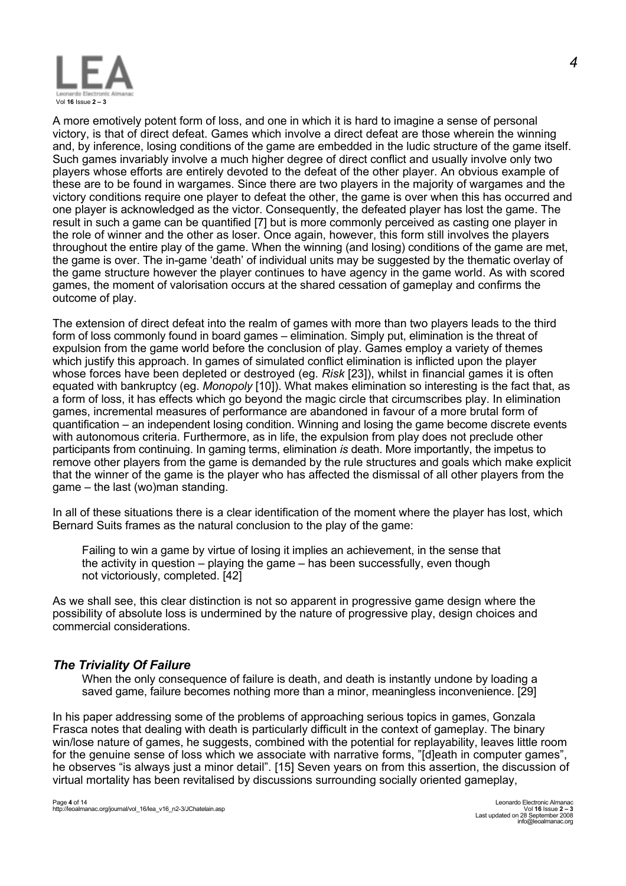A more emotively potent form of loss, and one in which it is hard to imagine a sense of personal victory, is that of direct defeat. Games which involve a direct defeat are those wherein the winning and, by inference, losing conditions of the game are embedded in the ludic structure of the game itself. Such games invariably involve a much higher degree of direct conflict and usually involve only two players whose efforts are entirely devoted to the defeat of the other player. An obvious example of these are to be found in wargames. Since there are two players in the majority of wargames and the victory conditions require one player to defeat the other, the game is over when this has occurred and one player is acknowledged as the victor. Consequently, the defeated player has lost the game. The result in such a game can be quantified [7] but is more commonly perceived as casting one player in the role of winner and the other as loser. Once again, however, this form still involves the players throughout the entire play of the game. When the winning (and losing) conditions of the game are met, the game is over. The in-game 'death' of individual units may be suggested by the thematic overlay of the game structure however the player continues to have agency in the game world. As with scored games, the moment of valorisation occurs at the shared cessation of gameplay and confirms the outcome of play.

The extension of direct defeat into the realm of games with more than two players leads to the third form of loss commonly found in board games – elimination. Simply put, elimination is the threat of expulsion from the game world before the conclusion of play. Games employ a variety of themes which justify this approach. In games of simulated conflict elimination is inflicted upon the player whose forces have been depleted or destroyed (eg. *Risk* [23]), whilst in financial games it is often equated with bankruptcy (eg. *Monopoly* [10]). What makes elimination so interesting is the fact that, as a form of loss, it has effects which go beyond the magic circle that circumscribes play. In elimination games, incremental measures of performance are abandoned in favour of a more brutal form of quantification – an independent losing condition. Winning and losing the game become discrete events with autonomous criteria. Furthermore, as in life, the expulsion from play does not preclude other participants from continuing. In gaming terms, elimination *is* death. More importantly, the impetus to remove other players from the game is demanded by the rule structures and goals which make explicit that the winner of the game is the player who has affected the dismissal of all other players from the game – the last (wo)man standing.

In all of these situations there is a clear identification of the moment where the player has lost, which Bernard Suits frames as the natural conclusion to the play of the game:

> Failing to win a game by virtue of losing it implies an achievement, in the sense that the activity in question – playing the game – has been successfully, even though not victoriously, completed. [42]

As we shall see, this clear distinction is not so apparent in progressive game design where the possibility of absolute loss is undermined by the nature of progressive play, design choices and commercial considerations.

### *The Triviality Of Failure*

> When the only consequence of failure is death, and death is instantly undone by loading a saved game, failure becomes nothing more than a minor, meaningless inconvenience. [29]

In his paper addressing some of the problems of approaching serious topics in games, Gonzala Frasca notes that dealing with death is particularly difficult in the context of gameplay. The binary win/lose nature of games, he suggests, combined with the potential for replayability, leaves little room for the genuine sense of loss which we associate with narrative forms, "[d]eath in computer games", he observes "is always just a minor detail". [15] Seven years on from this assertion, the discussion of virtual mortality has been revitalised by discussions surrounding socially oriented gameplay,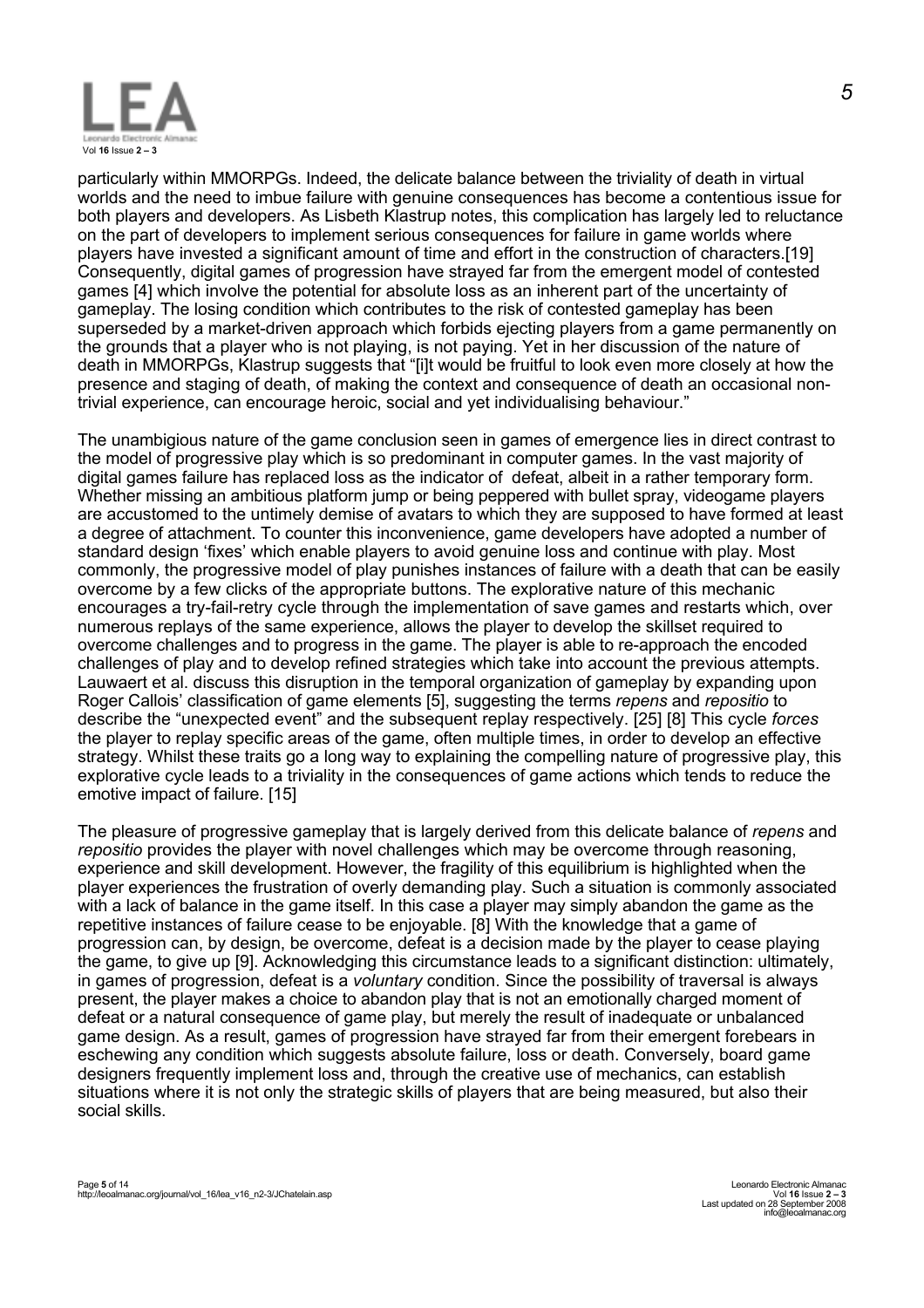particularly within MMORPGs. Indeed, the delicate balance between the triviality of death in virtual worlds and the need to imbue failure with genuine consequences has become a contentious issue for both players and developers. As Lisbeth Klastrup notes, this complication has largely led to reluctance on the part of developers to implement serious consequences for failure in game worlds where players have invested a significant amount of time and effort in the construction of characters.[19] Consequently, digital games of progression have strayed far from the emergent model of contested games [4] which involve the potential for absolute loss as an inherent part of the uncertainty of gameplay. The losing condition which contributes to the risk of contested gameplay has been superseded by a market-driven approach which forbids ejecting players from a game permanently on the grounds that a player who is not playing, is not paying. Yet in her discussion of the nature of death in MMORPGs, Klastrup suggests that "[i]t would be fruitful to look even more closely at how the presence and staging of death, of making the context and consequence of death an occasional non-trivial experience, can encourage heroic, social and yet individualising behaviour."

The unambiguous nature of the game conclusion seen in games of emergence lies in direct contrast to the model of progressive play which is so predominant in computer games. In the vast majority of digital games failure has replaced loss as the indicator of defeat, albeit in a rather temporary form. Whether missing an ambitious platform jump or being peppered with bullet spray, videogame players are accustomed to the untimely demise of avatars to which they are supposed to have formed at least a degree of attachment. To counter this inconvenience, game developers have adopted a number of standard design 'fixes' which enable players to avoid genuine loss and continue with play. Most commonly, the progressive model of play punishes instances of failure with a death that can be easily overcome by a few clicks of the appropriate buttons. The explorative nature of this mechanic encourages a try-fail-retry cycle through the implementation of save games and restarts which, over numerous replays of the same experience, allows the player to develop the skillset required to overcome challenges and to progress in the game. The player is able to re-approach the encoded challenges of play and to develop refined strategies which take into account the previous attempts. Lauwaert et al. discuss this disruption in the temporal organization of gameplay by expanding upon Roger Callois' classification of game elements [5], suggesting the terms *repens* and *repositio* to describe the "unexpected event" and the subsequent replay respectively. [25] [8] This cycle *forces* the player to replay specific areas of the game, often multiple times, in order to develop an effective strategy. Whilst these traits go a long way to explaining the compelling nature of progressive play, this explorative cycle leads to a triviality in the consequences of game actions which tends to reduce the emotive impact of failure. [15]

The pleasure of progressive gameplay that is largely derived from this delicate balance of *repens* and *repositio* provides the player with novel challenges which may be overcome through reasoning, experience and skill development. However, the fragility of this equilibrium is highlighted when the player experiences the frustration of overly demanding play. Such a situation is commonly associated with a lack of balance in the game itself. In this case a player may simply abandon the game as the repetitive instances of failure cease to be enjoyable. [8] With the knowledge that a game of progression can, by design, be overcome, defeat is a decision made by the player to cease playing the game, to give up [9]. Acknowledging this circumstance leads to a significant distinction: ultimately, in games of progression, defeat is a *voluntary* condition. Since the possibility of traversal is always present, the player makes a choice to abandon play that is not an emotionally charged moment of defeat or a natural consequence of game play, but merely the result of inadequate or unbalanced game design. As a result, games of progression have strayed far from their emergent forebears in eschewing any condition which suggests absolute failure, loss or death. Conversely, board game designers frequently implement loss and, through the creative use of mechanics, can establish situations where it is not only the strategic skills of players that are being measured, but also their social skills.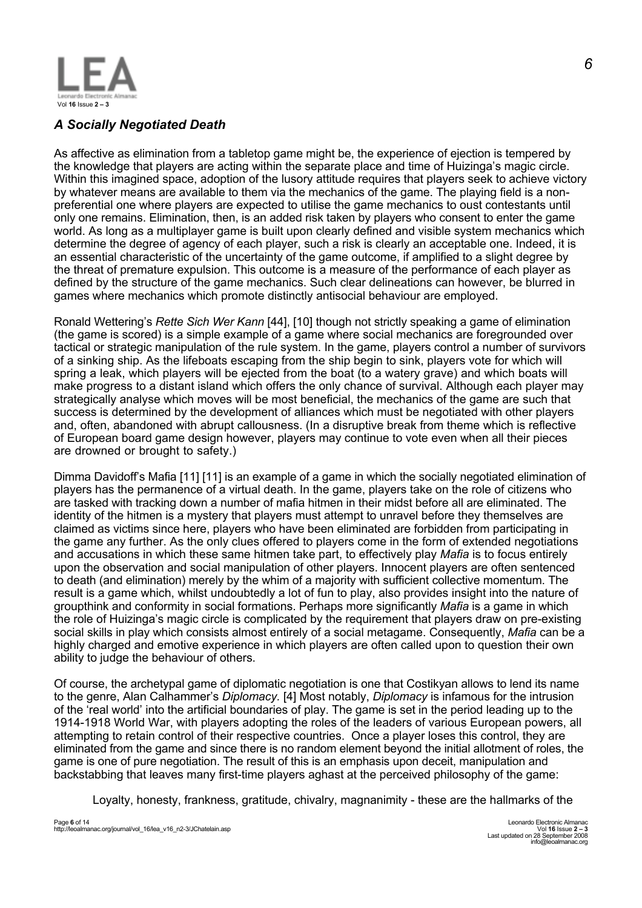## *A Socially Negotiated Death*

As affective as elimination from a tabletop game might be, the experience of ejection is tempered by the knowledge that players are acting within the separate place and time of Huizinga's magic circle. Within this imagined space, adoption of the lusory attitude requires that players seek to achieve victory by whatever means are available to them via the mechanics of the game. The playing field is a non-preferential one where players are expected to utilise the game mechanics to oust contestants until only one remains. Elimination, then, is an added risk taken by players who consent to enter the game world. As long as a multiplayer game is built upon clearly defined and visible system mechanics which determine the degree of agency of each player, such a risk is clearly an acceptable one. Indeed, it is an essential characteristic of the uncertainty of the game outcome, if amplified to a slight degree by the threat of premature expulsion. This outcome is a measure of the performance of each player as defined by the structure of the game mechanics. Such clear delineations can however, be blurred in games where mechanics which promote distinctly antisocial behaviour are employed.

Ronald Wettering's *Rette Sich Wer Kann* [44], [10] though not strictly speaking a game of elimination (the game is scored) is a simple example of a game where social mechanics are foregrounded over tactical or strategic manipulation of the rule system. In the game, players control a number of survivors of a sinking ship. As the lifeboats escaping from the ship begin to sink, players vote for which will spring a leak, which players will be ejected from the boat (to a watery grave) and which boats will make progress to a distant island which offers the only chance of survival. Although each player may strategically analyse which moves will be most beneficial, the mechanics of the game are such that success is determined by the development of alliances which must be negotiated with other players and, often, abandoned with abrupt callousness. (In a disruptive break from theme which is reflective of European board game design however, players may continue to vote even when all their pieces are drowned or brought to safety.)

Dimma Davidoff's Mafia [11] [11] is an example of a game in which the socially negotiated elimination of players has the permanence of a virtual death. In the game, players take on the role of citizens who are tasked with tracking down a number of mafia hitmen in their midst before all are eliminated. The identity of the hitmen is a mystery that players must attempt to unravel before they themselves are claimed as victims since here, players who have been eliminated are forbidden from participating in the game any further. As the only clues offered to players come in the form of extended negotiations and accusations in which these same hitmen take part, to effectively play *Mafia* is to focus entirely upon the observation and social manipulation of other players. Innocent players are often sentenced to death (and elimination) merely by the whim of a majority with sufficient collective momentum. The result is a game which, whilst undoubtedly a lot of fun to play, also provides insight into the nature of groupthink and conformity in social formations. Perhaps more significantly *Mafia* is a game in which the role of Huizinga's magic circle is complicated by the requirement that players draw on pre-existing social skills in play which consists almost entirely of a social metagame. Consequently, *Mafia* can be a highly charged and emotive experience in which players are often called upon to question their own ability to judge the behaviour of others.

Of course, the archetypal game of diplomatic negotiation is one that Costikyan allows to lend its name to the genre, Alan Calhammer's *Diplomacy.* [4] Most notably, *Diplomacy* is infamous for the intrusion of the 'real world' into the artificial boundaries of play. The game is set in the period leading up to the 1914-1918 World War, with players adopting the roles of the leaders of various European powers, all attempting to retain control of their respective countries. Once a player loses this control, they are eliminated from the game and since there is no random element beyond the initial allotment of roles, the game is one of pure negotiation. The result of this is an emphasis upon deceit, manipulation and backstabbing that leaves many first-time players aghast at the perceived philosophy of the game:

> Loyalty, honesty, frankness, gratitude, chivalry, magnanimity - these are the hallmarks of the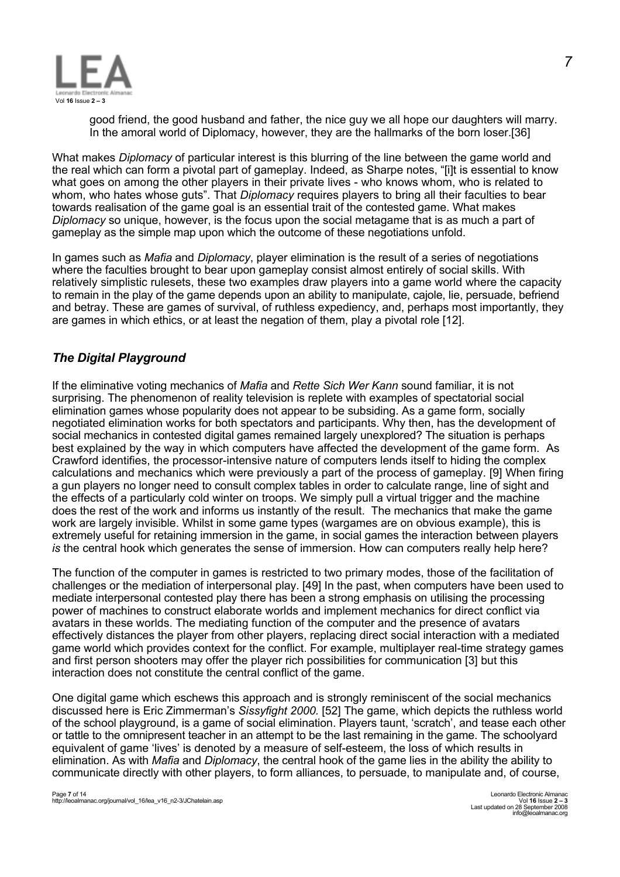good friend, the good husband and father, the nice guy we all hope our daughters will marry. In the amoral world of Diplomacy, however, they are the hallmarks of the born loser.[36]

What makes *Diplomacy* of particular interest is this blurring of the line between the game world and the real which can form a pivotal part of gameplay. Indeed, as Sharpe notes, "[i]t is essential to know what goes on among the other players in their private lives - who knows whom, who is related to whom, who hates whose guts". That *Diplomacy* requires players to bring all their faculties to bear towards realisation of the game goal is an essential trait of the contested game. What makes *Diplomacy* so unique, however, is the focus upon the social metagame that is as much a part of gameplay as the simple map upon which the outcome of these negotiations unfold.

In games such as *Mafia* and *Diplomacy*, player elimination is the result of a series of negotiations where the faculties brought to bear upon gameplay consist almost entirely of social skills. With relatively simplistic rulesets, these two examples draw players into a game world where the capacity to remain in the play of the game depends upon an ability to manipulate, cajole, lie, persuade, befriend and betray. These are games of survival, of ruthless expediency, and, perhaps most importantly, they are games in which ethics, or at least the negation of them, play a pivotal role [12].

## *The Digital Playground*

If the eliminative voting mechanics of *Mafia* and *Rette Sich Wer Kann* sound familiar, it is not surprising. The phenomenon of reality television is replete with examples of spectatorial social elimination games whose popularity does not appear to be subsiding. As a game form, socially negotiated elimination works for both spectators and participants. Why then, has the development of social mechanics in contested digital games remained largely unexplored? The situation is perhaps best explained by the way in which computers have affected the development of the game form. As Crawford identifies, the processor-intensive nature of computers lends itself to hiding the complex calculations and mechanics which were previously a part of the process of gameplay. [9] When firing a gun players no longer need to consult complex tables in order to calculate range, line of sight and the effects of a particularly cold winter on troops. We simply pull a virtual trigger and the machine does the rest of the work and informs us instantly of the result. The mechanics that make the game work are largely invisible. Whilst in some game types (wargames are on obvious example), this is extremely useful for retaining immersion in the game, in social games the interaction between players *is* the central hook which generates the sense of immersion. How can computers really help here?

The function of the computer in games is restricted to two primary modes, those of the facilitation of challenges or the mediation of interpersonal play. [49] In the past, when computers have been used to mediate interpersonal contested play there has been a strong emphasis on utilising the processing power of machines to construct elaborate worlds and implement mechanics for direct conflict via avatars in these worlds. The mediating function of the computer and the presence of avatars effectively distances the player from other players, replacing direct social interaction with a mediated game world which provides context for the conflict. For example, multiplayer real-time strategy games and first person shooters may offer the player rich possibilities for communication [3] but this interaction does not constitute the central conflict of the game.

One digital game which eschews this approach and is strongly reminiscent of the social mechanics discussed here is Eric Zimmerman's *Sissyfight 2000.* [52] The game, which depicts the ruthless world of the school playground, is a game of social elimination. Players taunt, 'scratch', and tease each other or tattle to the omnipresent teacher in an attempt to be the last remaining in the game. The schoolyard equivalent of game 'lives' is denoted by a measure of self-esteem, the loss of which results in elimination. As with *Mafia* and *Diplomacy*, the central hook of the game lies in the ability the ability to communicate directly with other players, to form alliances, to persuade, to manipulate and, of course,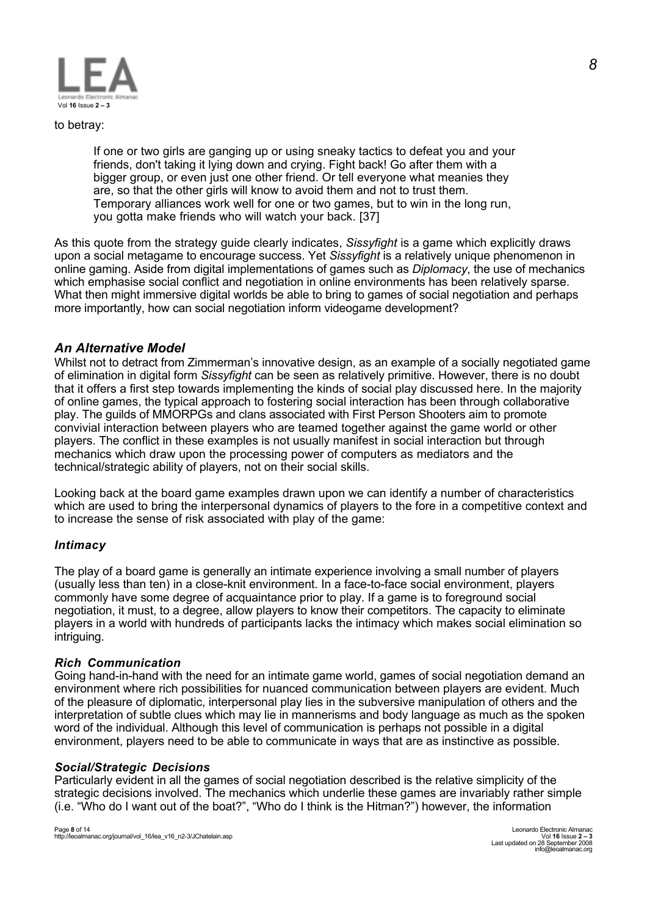to betray:

> If one or two girls are ganging up or using sneaky tactics to defeat you and your friends, don't taking it lying down and crying. Fight back! Go after them with a bigger group, or even just one other friend. Or tell everyone what meanies they are, so that the other girls will know to avoid them and not to trust them. Temporary alliances work well for one or two games, but to win in the long run, you gotta make friends who will watch your back. [37]

As this quote from the strategy guide clearly indicates, *Sissyfight* is a game which explicitly draws upon a social metagame to encourage success. Yet *Sissyfight* is a relatively unique phenomenon in online gaming. Aside from digital implementations of games such as *Diplomacy*, the use of mechanics which emphasise social conflict and negotiation in online environments has been relatively sparse. What then might immersive digital worlds be able to bring to games of social negotiation and perhaps more importantly, how can social negotiation inform videogame development?

## *An Alternative Model*

Whilst not to detract from Zimmerman's innovative design, as an example of a socially negotiated game of elimination in digital form *Sissyfight* can be seen as relatively primitive. However, there is no doubt that it offers a first step towards implementing the kinds of social play discussed here. In the majority of online games, the typical approach to fostering social interaction has been through collaborative play. The guilds of MMORPGs and clans associated with First Person Shooters aim to promote convivial interaction between players who are teamed together against the game world or other players. The conflict in these examples is not usually manifest in social interaction but through mechanics which draw upon the processing power of computers as mediators and the technical/strategic ability of players, not on their social skills.

Looking back at the board game examples drawn upon we can identify a number of characteristics which are used to bring the interpersonal dynamics of players to the fore in a competitive context and to increase the sense of risk associated with play of the game:

### *Intimacy*

The play of a board game is generally an intimate experience involving a small number of players (usually less than ten) in a close-knit environment. In a face-to-face social environment, players commonly have some degree of acquaintance prior to play. If a game is to foreground social negotiation, it must, to a degree, allow players to know their competitors. The capacity to eliminate players in a world with hundreds of participants lacks the intimacy which makes social elimination so intriguing.

### *Rich Communication*

Going hand-in-hand with the need for an intimate game world, games of social negotiation demand an environment where rich possibilities for nuanced communication between players are evident. Much of the pleasure of diplomatic, interpersonal play lies in the subversive manipulation of others and the interpretation of subtle clues which may lie in mannerisms and body language as much as the spoken word of the individual. Although this level of communication is perhaps not possible in a digital environment, players need to be able to communicate in ways that are as instinctive as possible.

### *Social/Strategic Decisions*

Particularly evident in all the games of social negotiation described is the relative simplicity of the strategic decisions involved. The mechanics which underlie these games are invariably rather simple (i.e. "Who do I want out of the boat?", "Who do I think is the Hitman?") however, the information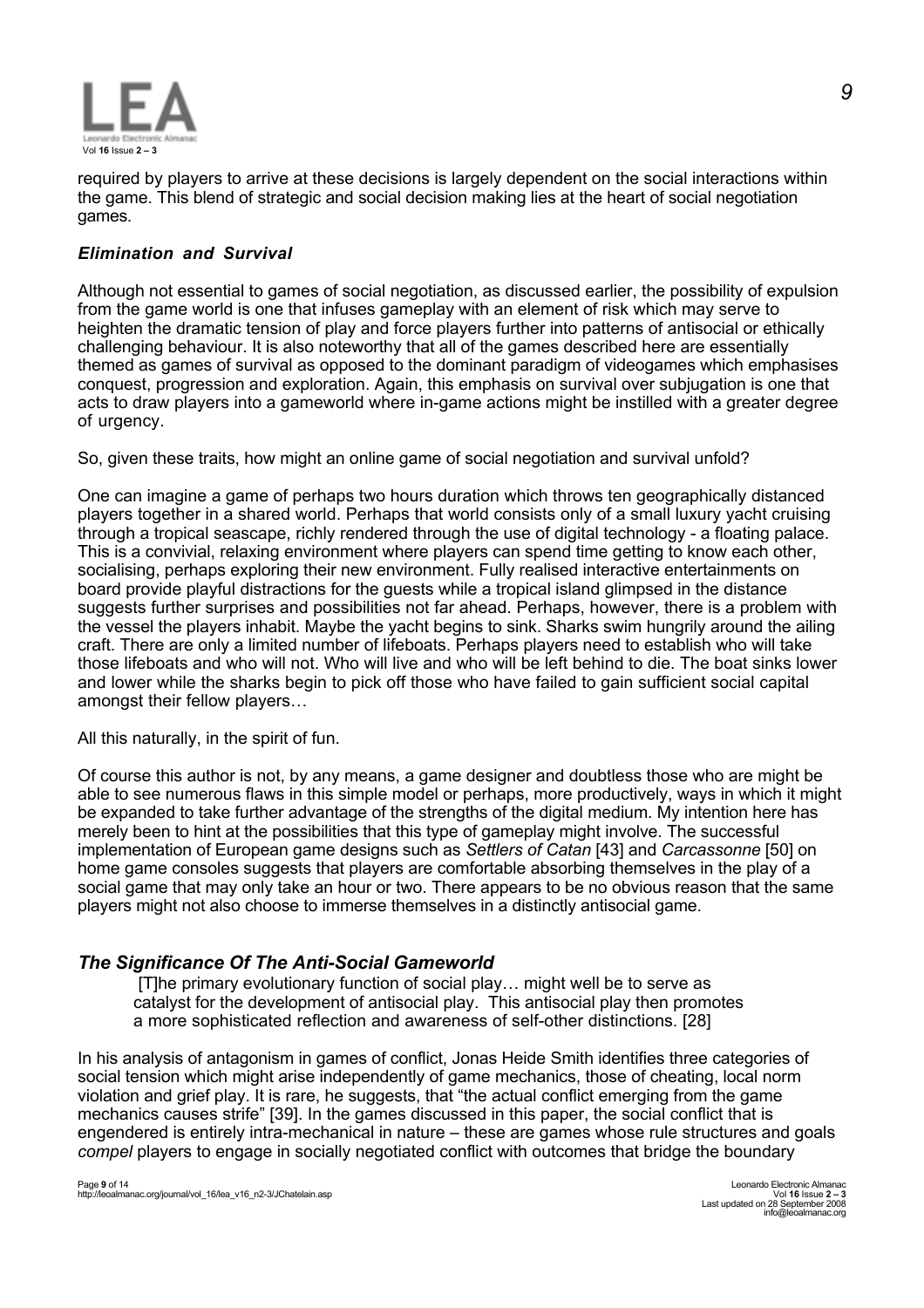required by players to arrive at these decisions is largely dependent on the social interactions within the game. This blend of strategic and social decision making lies at the heart of social negotiation games.

### *Elimination and Survival*

Although not essential to games of social negotiation, as discussed earlier, the possibility of expulsion from the game world is one that infuses gameplay with an element of risk which may serve to heighten the dramatic tension of play and force players further into patterns of antisocial or ethically challenging behaviour. It is also noteworthy that all of the games described here are essentially themed as games of survival as opposed to the dominant paradigm of videogames which emphasises conquest, progression and exploration. Again, this emphasis on survival over subjugation is one that acts to draw players into a gameworld where in-game actions might be instilled with a greater degree of urgency.

So, given these traits, how might an online game of social negotiation and survival unfold?

One can imagine a game of perhaps two hours duration which throws ten geographically distanced players together in a shared world. Perhaps that world consists only of a small luxury yacht cruising through a tropical seascape, richly rendered through the use of digital technology - a floating palace. This is a convivial, relaxing environment where players can spend time getting to know each other, socialising, perhaps exploring their new environment. Fully realised interactive entertainments on board provide playful distractions for the guests while a tropical island glimpsed in the distance suggests further surprises and possibilities not far ahead. Perhaps, however, there is a problem with the vessel the players inhabit. Maybe the yacht begins to sink. Sharks swim hungrily around the ailing craft. There are only a limited number of lifeboats. Perhaps players need to establish who will take those lifeboats and who will not. Who will live and who will be left behind to die. The boat sinks lower and lower while the sharks begin to pick off those who have failed to gain sufficient social capital amongst their fellow players…

All this naturally, in the spirit of fun.

Of course this author is not, by any means, a game designer and doubtless those who are might be able to see numerous flaws in this simple model or perhaps, more productively, ways in which it might be expanded to take further advantage of the strengths of the digital medium. My intention here has merely been to hint at the possibilities that this type of gameplay might involve. The successful implementation of European game designs such as *Settlers of Catan* [43] and *Carcassonne* [50] on home game consoles suggests that players are comfortable absorbing themselves in the play of a social game that may only take an hour or two. There appears to be no obvious reason that the same players might not also choose to immerse themselves in a distinctly antisocial game.

## *The Significance Of The Anti-Social Gameworld*

> [T]he primary evolutionary function of social play… might well be to serve as catalyst for the development of antisocial play. This antisocial play then promotes a more sophisticated reflection and awareness of self-other distinctions. [28]

In his analysis of antagonism in games of conflict, Jonas Heide Smith identifies three categories of social tension which might arise independently of game mechanics, those of cheating, local norm violation and grief play. It is rare, he suggests, that "the actual conflict emerging from the game mechanics causes strife" [39]. In the games discussed in this paper, the social conflict that is engendered is entirely intra-mechanical in nature – these are games whose rule structures and goals *compel* players to engage in socially negotiated conflict with outcomes that bridge the boundary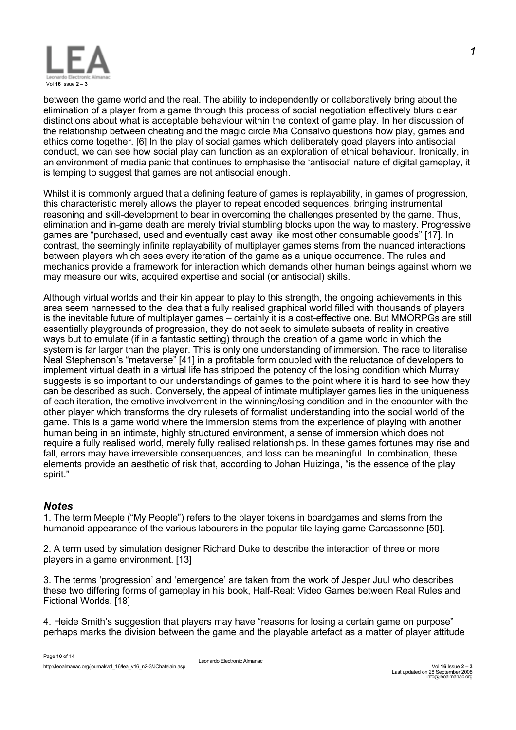between the game world and the real. The ability to independently or collaboratively bring about the elimination of a player from a game through this process of social negotiation effectively blurs clear distinctions about what is acceptable behaviour within the context of game play. In her discussion of the relationship between cheating and the magic circle Mia Consalvo questions how play, games and ethics come together. [6] In the play of social games which deliberately goad players into antisocial conduct, we can see how social play can function as an exploration of ethical behaviour. Ironically, in an environment of media panic that continues to emphasise the 'antisocial' nature of digital gameplay, it is temping to suggest that games are not antisocial enough.

Whilst it is commonly argued that a defining feature of games is replayability, in games of progression, this characteristic merely allows the player to repeat encoded sequences, bringing instrumental reasoning and skill-development to bear in overcoming the challenges presented by the game. Thus, elimination and in-game death are merely trivial stumbling blocks upon the way to mastery. Progressive games are "purchased, used and eventually cast away like most other consumable goods" [17]. In contrast, the seemingly infinite replayability of multiplayer games stems from the nuanced interactions between players which sees every iteration of the game as a unique occurrence. The rules and mechanics provide a framework for interaction which demands other human beings against whom we may measure our wits, acquired expertise and social (or antisocial) skills.

Although virtual worlds and their kin appear to play to this strength, the ongoing achievements in this area seem harnessed to the idea that a fully realised graphical world filled with thousands of players is the inevitable future of multiplayer games – certainly it is a cost-effective one. But MMORPGs are still essentially playgrounds of progression, they do not seek to simulate subsets of reality in creative ways but to emulate (if in a fantastic setting) through the creation of a game world in which the system is far larger than the player. This is only one understanding of immersion. The race to literalise Neal Stephenson's "metaverse" [41] in a profitable form coupled with the reluctance of developers to implement virtual death in a virtual life has stripped the potency of the losing condition which Murray suggests is so important to our understandings of games to the point where it is hard to see how they can be described as such. Conversely, the appeal of intimate multiplayer games lies in the uniqueness of each iteration, the emotive involvement in the winning/losing condition and in the encounter with the other player which transforms the dry rulesets of formalist understanding into the social world of the game. This is a game world where the immersion stems from the experience of playing with another human being in an intimate, highly structured environment, a sense of immersion which does not require a fully realised world, merely fully realised relationships. In these games fortunes may rise and fall, errors may have irreversible consequences, and loss can be meaningful. In combination, these elements provide an aesthetic of risk that, according to Johan Huizinga, "is the essence of the play spirit."

### *Notes*

1. The term Meeple ("My People") refers to the player tokens in boardgames and stems from the humanoid appearance of the various labourers in the popular tile-laying game Carcassonne [50].

2. A term used by simulation designer Richard Duke to describe the interaction of three or more players in a game environment. [13]

3. The terms 'progression' and 'emergence' are taken from the work of Jesper Juul who describes these two differing forms of gameplay in his book, Half-Real: Video Games between Real Rules and Fictional Worlds. [18]

4. Heide Smith's suggestion that players may have "reasons for losing a certain game on purpose" perhaps marks the division between the game and the playable artefact as a matter of player attitude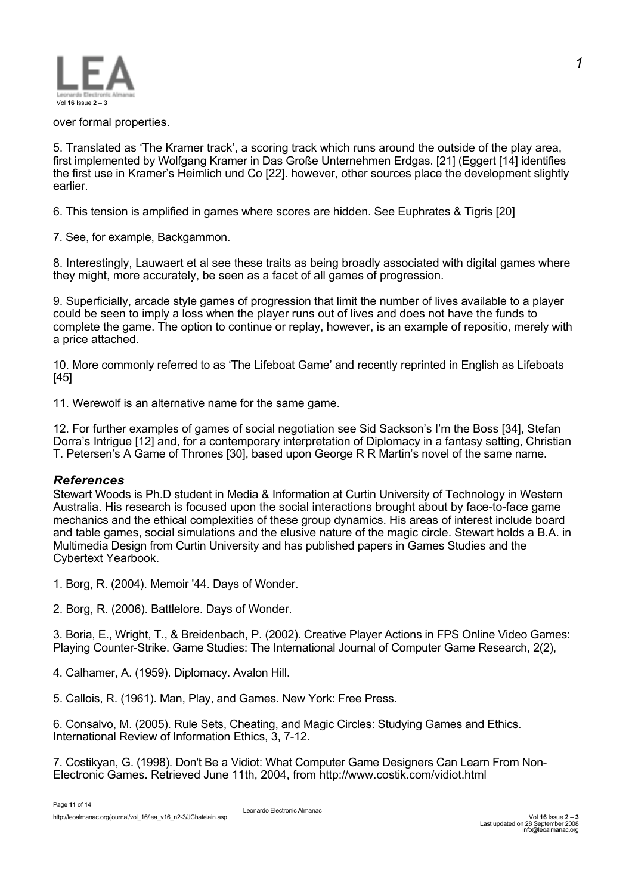over formal properties.

5. Translated as 'The Kramer track', a scoring track which runs around the outside of the play area, first implemented by Wolfgang Kramer in Das Große Unternehmen Erdgas. [21] (Eggert [14] identifies the first use in Kramer's Heimlich und Co [22]. however, other sources place the development slightly earlier.

6. This tension is amplified in games where scores are hidden. See Euphrates & Tigris [20]

7. See, for example, Backgammon.

8. Interestingly, Lauwaert et al see these traits as being broadly associated with digital games where they might, more accurately, be seen as a facet of all games of progression.

9. Superficially, arcade style games of progression that limit the number of lives available to a player could be seen to imply a loss when the player runs out of lives and does not have the funds to complete the game. The option to continue or replay, however, is an example of repositio, merely with a price attached.

10. More commonly referred to as 'The Lifeboat Game' and recently reprinted in English as Lifeboats [45]

11. Werewolf is an alternative name for the same game.

12. For further examples of games of social negotiation see Sid Sackson's I'm the Boss [34], Stefan Dorra's Intrigue [12] and, for a contemporary interpretation of Diplomacy in a fantasy setting, Christian T. Petersen's A Game of Thrones [30], based upon George R R Martin's novel of the same name.

### *References*

Stewart Woods is Ph.D student in Media & Information at Curtin University of Technology in Western Australia. His research is focused upon the social interactions brought about by face-to-face game mechanics and the ethical complexities of these group dynamics. His areas of interest include board and table games, social simulations and the elusive nature of the magic circle. Stewart holds a B.A. in Multimedia Design from Curtin University and has published papers in Games Studies and the Cybertext Yearbook.

1. Borg, R. (2004). Memoir '44. Days of Wonder.

2. Borg, R. (2006). Battlelore. Days of Wonder.

3. Boria, E., Wright, T., & Breidenbach, P. (2002). Creative Player Actions in FPS Online Video Games: Playing Counter-Strike. Game Studies: The International Journal of Computer Game Research, 2(2),

4. Calhamer, A. (1959). Diplomacy. Avalon Hill.

5. Callois, R. (1961). Man, Play, and Games. New York: Free Press.

6. Consalvo, M. (2005). Rule Sets, Cheating, and Magic Circles: Studying Games and Ethics. International Review of Information Ethics, 3, 7-12.

7. Costikyan, G. (1998). Don't Be a Vidiot: What Computer Game Designers Can Learn From Non-Electronic Games. Retrieved June 11th, 2004, from http://www.costik.com/vidiot.html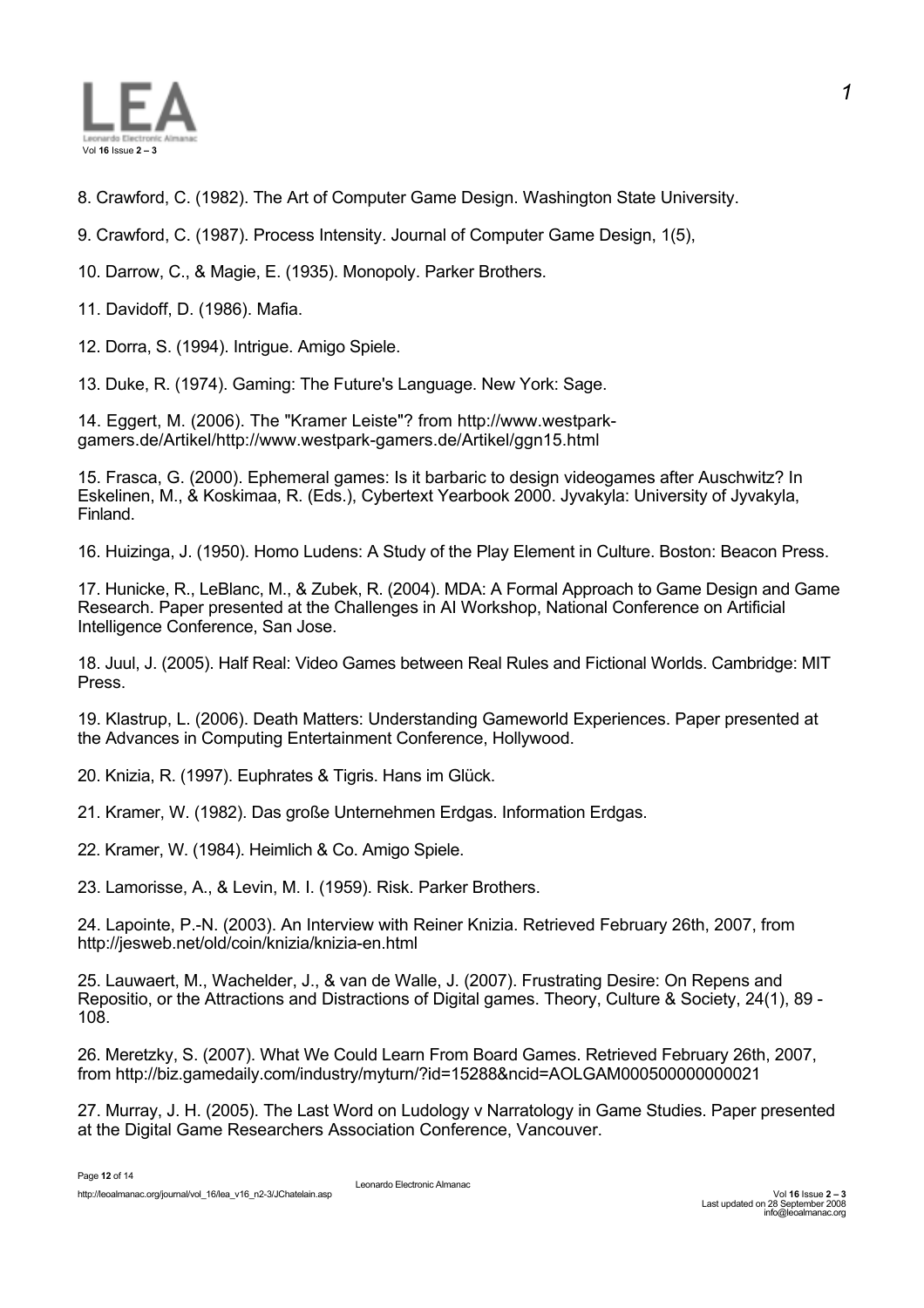8. Crawford, C. (1982). The Art of Computer Game Design. Washington State University.

9. Crawford, C. (1987). Process Intensity. Journal of Computer Game Design, 1(5),

10. Darrow, C., & Magie, E. (1935). Monopoly. Parker Brothers.

11. Davidoff, D. (1986). Mafia.

12. Dorra, S. (1994). Intrigue. Amigo Spiele.

13. Duke, R. (1974). Gaming: The Future's Language. New York: Sage.

14. Eggert, M. (2006). The "Kramer Leiste"? from http://www.westpark-gamers.de/Artikel/http://www.westpark-gamers.de/Artikel/ggn15.html

15. Frasca, G. (2000). Ephemeral games: Is it barbaric to design videogames after Auschwitz? In Eskelinen, M., & Koskimaa, R. (Eds.), Cybertext Yearbook 2000. Jyvakyla: University of Jyvakyla, Finland.

16. Huizinga, J. (1950). Homo Ludens: A Study of the Play Element in Culture. Boston: Beacon Press.

17. Hunicke, R., LeBlanc, M., & Zubek, R. (2004). MDA: A Formal Approach to Game Design and Game Research. Paper presented at the Challenges in AI Workshop, National Conference on Artificial Intelligence Conference, San Jose.

18. Juul, J. (2005). Half Real: Video Games between Real Rules and Fictional Worlds. Cambridge: MIT Press.

19. Klastrup, L. (2006). Death Matters: Understanding Gameworld Experiences. Paper presented at the Advances in Computing Entertainment Conference, Hollywood.

20. Knizia, R. (1997). Euphrates & Tigris. Hans im Glück.

21. Kramer, W. (1982). Das große Unternehmen Erdgas. Information Erdgas.

22. Kramer, W. (1984). Heimlich & Co. Amigo Spiele.

23. Lamorisse, A., & Levin, M. I. (1959). Risk. Parker Brothers.

24. Lapointe, P.-N. (2003). An Interview with Reiner Knizia. Retrieved February 26th, 2007, from http://jesweb.net/old/coin/knizia/knizia-en.html

25. Lauwaert, M., Wachelder, J., & van de Walle, J. (2007). Frustrating Desire: On Repens and Repositio, or the Attractions and Distractions of Digital games. Theory, Culture & Society, 24(1), 89 - 108.

26. Meretzky, S. (2007). What We Could Learn From Board Games. Retrieved February 26th, 2007, from http://biz.gamedaily.com/industry/myturn/?id=15288&ncid=AOLGAM00050000000021

27. Murray, J. H. (2005). The Last Word on Ludology v Narratology in Game Studies. Paper presented at the Digital Game Researchers Association Conference, Vancouver.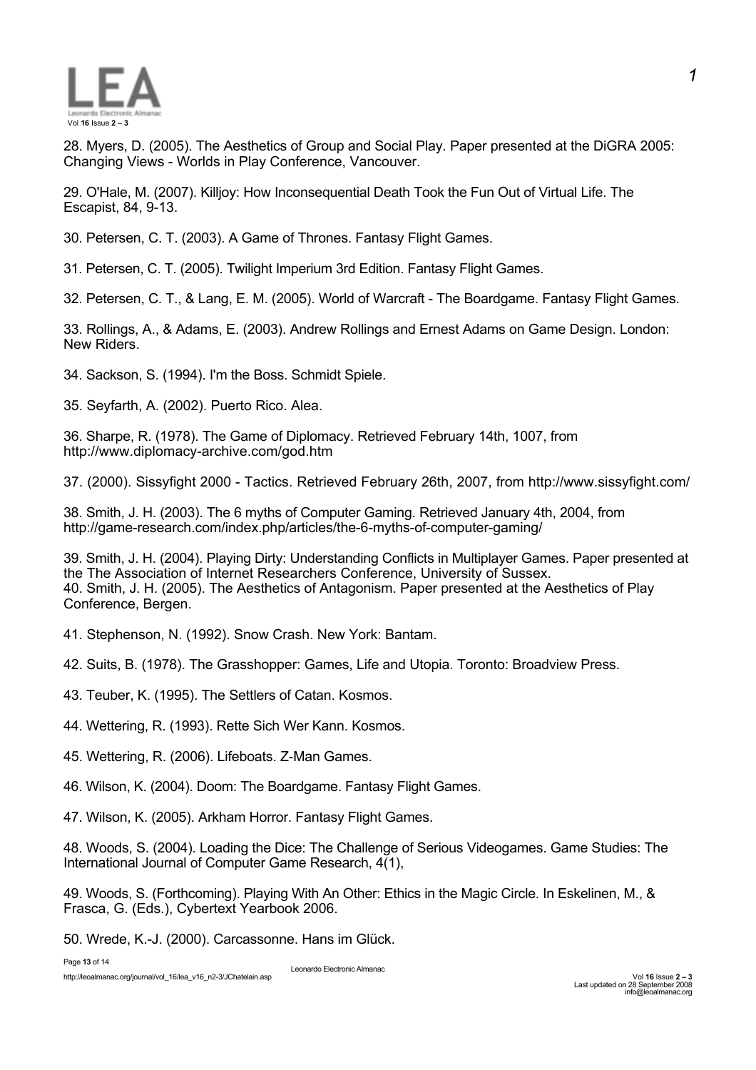28. Myers, D. (2005). The Aesthetics of Group and Social Play. Paper presented at the DiGRA 2005: Changing Views - Worlds in Play Conference, Vancouver.

29. O'Hale, M. (2007). Killjoy: How Inconsequential Death Took the Fun Out of Virtual Life. The Escapist, 84, 9-13.

30. Petersen, C. T. (2003). A Game of Thrones. Fantasy Flight Games.

31. Petersen, C. T. (2005). Twilight Imperium 3rd Edition. Fantasy Flight Games.

32. Petersen, C. T., & Lang, E. M. (2005). World of Warcraft - The Boardgame. Fantasy Flight Games.

33. Rollings, A., & Adams, E. (2003). Andrew Rollings and Ernest Adams on Game Design. London: New Riders.

34. Sackson, S. (1994). I'm the Boss. Schmidt Spiele.

35. Seyfarth, A. (2002). Puerto Rico. Alea.

36. Sharpe, R. (1978). The Game of Diplomacy. Retrieved February 14th, 1007, from http://www.diplomacy-archive.com/god.htm

37. (2000). Sissyfight 2000 - Tactics. Retrieved February 26th, 2007, from http://www.sissyfight.com/

38. Smith, J. H. (2003). The 6 myths of Computer Gaming. Retrieved January 4th, 2004, from http://game-research.com/index.php/articles/the-6-myths-of-computer-gaming/

39. Smith, J. H. (2004). Playing Dirty: Understanding Conflicts in Multiplayer Games. Paper presented at the The Association of Internet Researchers Conference, University of Sussex.
40. Smith, J. H. (2005). The Aesthetics of Antagonism. Paper presented at the Aesthetics of Play Conference, Bergen.

41. Stephenson, N. (1992). Snow Crash. New York: Bantam.

42. Suits, B. (1978). The Grasshopper: Games, Life and Utopia. Toronto: Broadview Press.

43. Teuber, K. (1995). The Settlers of Catan. Kosmos.

44. Wettering, R. (1993). Rette Sich Wer Kann. Kosmos.

45. Wettering, R. (2006). Lifeboats. Z-Man Games.

46. Wilson, K. (2004). Doom: The Boardgame. Fantasy Flight Games.

47. Wilson, K. (2005). Arkham Horror. Fantasy Flight Games.

48. Woods, S. (2004). Loading the Dice: The Challenge of Serious Videogames. Game Studies: The International Journal of Computer Game Research, 4(1),

49. Woods, S. (Forthcoming). Playing With An Other: Ethics in the Magic Circle. In Eskelinen, M., & Frasca, G. (Eds.), Cybertext Yearbook 2006.

50. Wrede, K.-J. (2000). Carcassonne. Hans im Glück.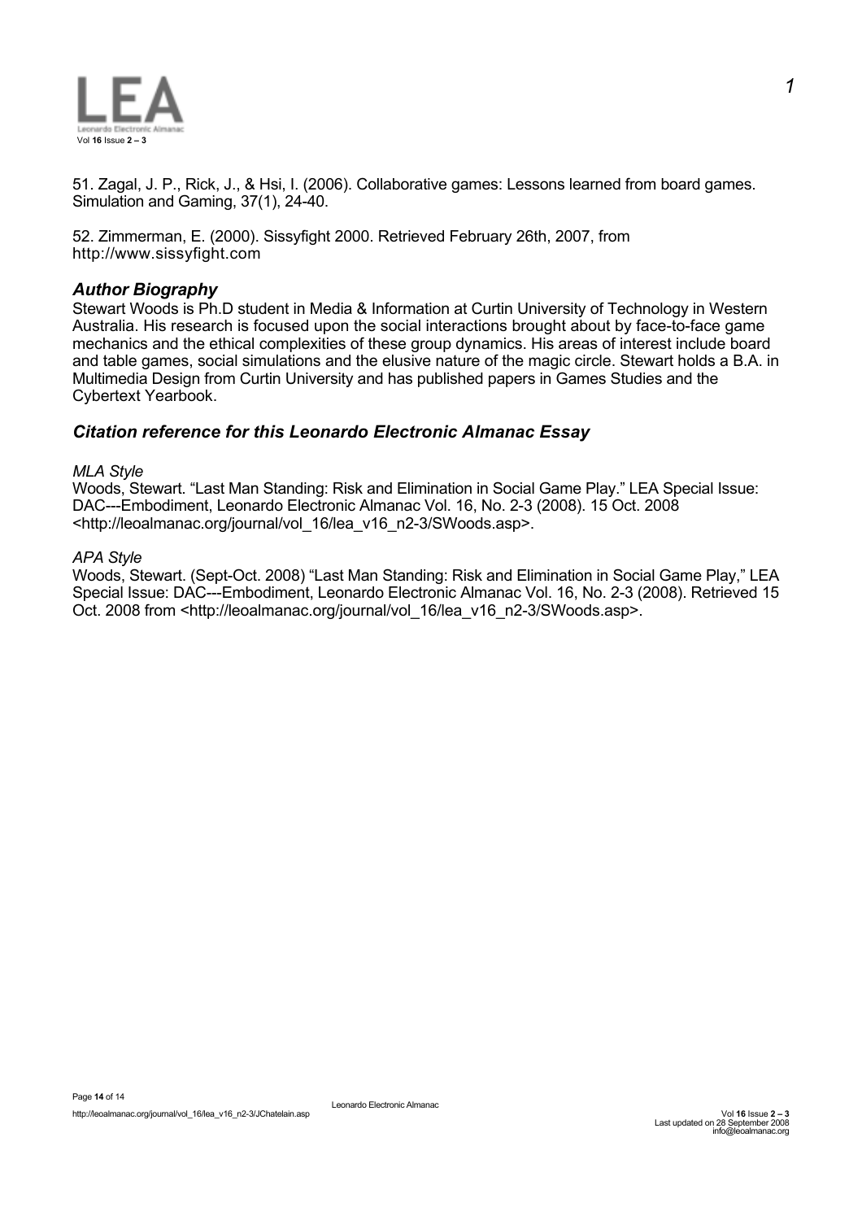51. Zagal, J. P., Rick, J., & Hsi, I. (2006). Collaborative games: Lessons learned from board games. Simulation and Gaming, 37(1), 24-40.

52. Zimmerman, E. (2000). Sissyfight 2000. Retrieved February 26th, 2007, from http://www.sissyfight.com

## *Author Biography*

Stewart Woods is Ph.D student in Media & Information at Curtin University of Technology in Western Australia. His research is focused upon the social interactions brought about by face-to-face game mechanics and the ethical complexities of these group dynamics. His areas of interest include board and table games, social simulations and the elusive nature of the magic circle. Stewart holds a B.A. in Multimedia Design from Curtin University and has published papers in Games Studies and the Cybertext Yearbook.

## *Citation reference for this Leonardo Electronic Almanac Essay*

*MLA Style*

Woods, Stewart. "Last Man Standing: Risk and Elimination in Social Game Play." LEA Special Issue: DAC---Embodiment, Leonardo Electronic Almanac Vol. 16, No. 2-3 (2008). 15 Oct. 2008 <http://leoalmanac.org/journal/vol_16/lea_v16_n2-3/SWoods.asp>.

*APA Style*

Woods, Stewart. (Sept-Oct. 2008) "Last Man Standing: Risk and Elimination in Social Game Play," LEA Special Issue: DAC---Embodiment, Leonardo Electronic Almanac Vol. 16, No. 2-3 (2008). Retrieved 15 Oct. 2008 from <http://leoalmanac.org/journal/vol_16/lea_v16_n2-3/SWoods.asp>.